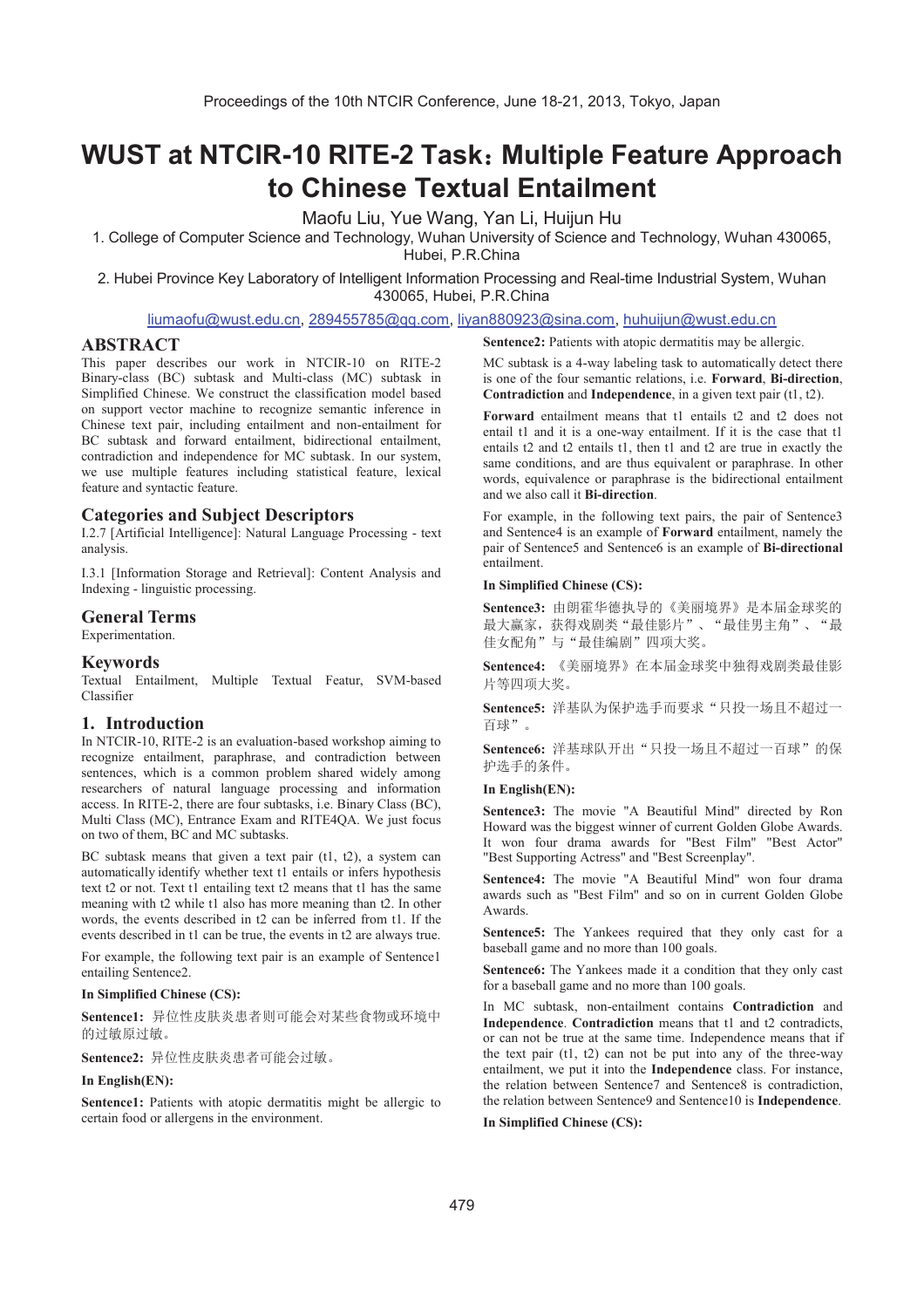# WUST at NTCIR-10 RITE-2 Task：Multiple Feature Approach to Chinese Textual Entailment

Maofu Liu, Yue Wang, Yan Li, Huijun Hu

1. College of Computer Science and Technology, Wuhan University of Science and Technology, Wuhan 430065, Hubei, P.R.China

2. Hubei Province Key Laboratory of Intelligent Information Processing and Real-time Industrial System, Wuhan 430065, Hubei, P.R.China

liumaofu@wust.edu.cn, 289455785@qq.com, liyan880923@sina.com, huhuijun@wust.edu.cn

## ABSTRACT

This paper describes our work in NTCIR-10 on RITE-2 Binary-class (BC) subtask and Multi-class (MC) subtask in Simplified Chinese. We construct the classification model based on support vector machine to recognize semantic inference in Chinese text pair, including entailment and non-entailment for BC subtask and forward entailment, bidirectional entailment, contradiction and independence for MC subtask. In our system, we use multiple features including statistical feature, lexical feature and syntactic feature.

## Categories and Subject Descriptors

I.2.7 [Artificial Intelligence]: Natural Language Processing - text analysis.

I.3.1 [Information Storage and Retrieval]: Content Analysis and Indexing - linguistic processing.

## General Terms

Experimentation.

## Keywords

Textual Entailment, Multiple Textual Featur, SVM-based Classifier

## 1. Introduction

In NTCIR-10, RITE-2 is an evaluation-based workshop aiming to recognize entailment, paraphrase, and contradiction between sentences, which is a common problem shared widely among researchers of natural language processing and information access. In RITE-2, there are four subtasks, i.e. Binary Class (BC), Multi Class (MC), Entrance Exam and RITE4QA. We just focus on two of them, BC and MC subtasks.

BC subtask means that given a text pair (t1, t2), a system can automatically identify whether text t1 entails or infers hypothesis text t2 or not. Text t1 entailing text t2 means that t1 has the same meaning with t2 while t1 also has more meaning than t2. In other words, the events described in t2 can be inferred from t1. If the events described in t1 can be true, the events in t2 are always true.

For example, the following text pair is an example of Sentence1 entailing Sentence2.

**In Simplified Chinese (CS):**

**Sentence1:** 异位性皮肤炎患者则可能会对某些食物或环境中的过敏原过敏。

**Sentence2:** 异位性皮肤炎患者可能会过敏。

**In English(EN):**

**Sentence1:** Patients with atopic dermatitis might be allergic to certain food or allergens in the environment.

**Sentence2:** Patients with atopic dermatitis may be allergic.

MC subtask is a 4-way labeling task to automatically detect there is one of the four semantic relations, i.e. **Forward**, **Bi-direction**, **Contradiction** and **Independence**, in a given text pair (t1, t2).

**Forward** entailment means that t1 entails t2 and t2 does not entail t1 and it is a one-way entailment. If it is the case that t1 entails t2 and t2 entails t1, then t1 and t2 are true in exactly the same conditions, and are thus equivalent or paraphrase. In other words, equivalence or paraphrase is the bidirectional entailment and we also call it **Bi-direction**.

For example, in the following text pairs, the pair of Sentence3 and Sentence4 is an example of **Forward** entailment, namely the pair of Sentence5 and Sentence6 is an example of **Bi-directional** entailment.

**In Simplified Chinese (CS):**

**Sentence3:** 由朗霍华德执导的《美丽境界》是本届金球奖的最大赢家，获得戏剧类“最佳影片”、“最佳男主角”、“最佳女配角”与“最佳编剧”四项大奖。

**Sentence4:** 《美丽境界》在本届金球奖中独得戏剧类最佳影片等四项大奖。

**Sentence5:** 洋基队为保护选手而要求“只投一场且不超过一百球”。

**Sentence6:** 洋基球队开出“只投一场且不超过一百球”的保护选手的条件。

**In English(EN):**

**Sentence3:** The movie "A Beautiful Mind" directed by Ron Howard was the biggest winner of current Golden Globe Awards. It won four drama awards for "Best Film" "Best Actor" "Best Supporting Actress" and "Best Screenplay".

**Sentence4:** The movie "A Beautiful Mind" won four drama awards such as "Best Film" and so on in current Golden Globe Awards.

**Sentence5:** The Yankees required that they only cast for a baseball game and no more than 100 goals.

**Sentence6:** The Yankees made it a condition that they only cast for a baseball game and no more than 100 goals.

In MC subtask, non-entailment contains **Contradiction** and **Independence**. **Contradiction** means that t1 and t2 contradicts, or can not be true at the same time. Independence means that if the text pair (t1, t2) can not be put into any of the three-way entailment, we put it into the **Independence** class. For instance, the relation between Sentence7 and Sentence8 is contradiction, the relation between Sentence9 and Sentence10 is **Independence**.

**In Simplified Chinese (CS):**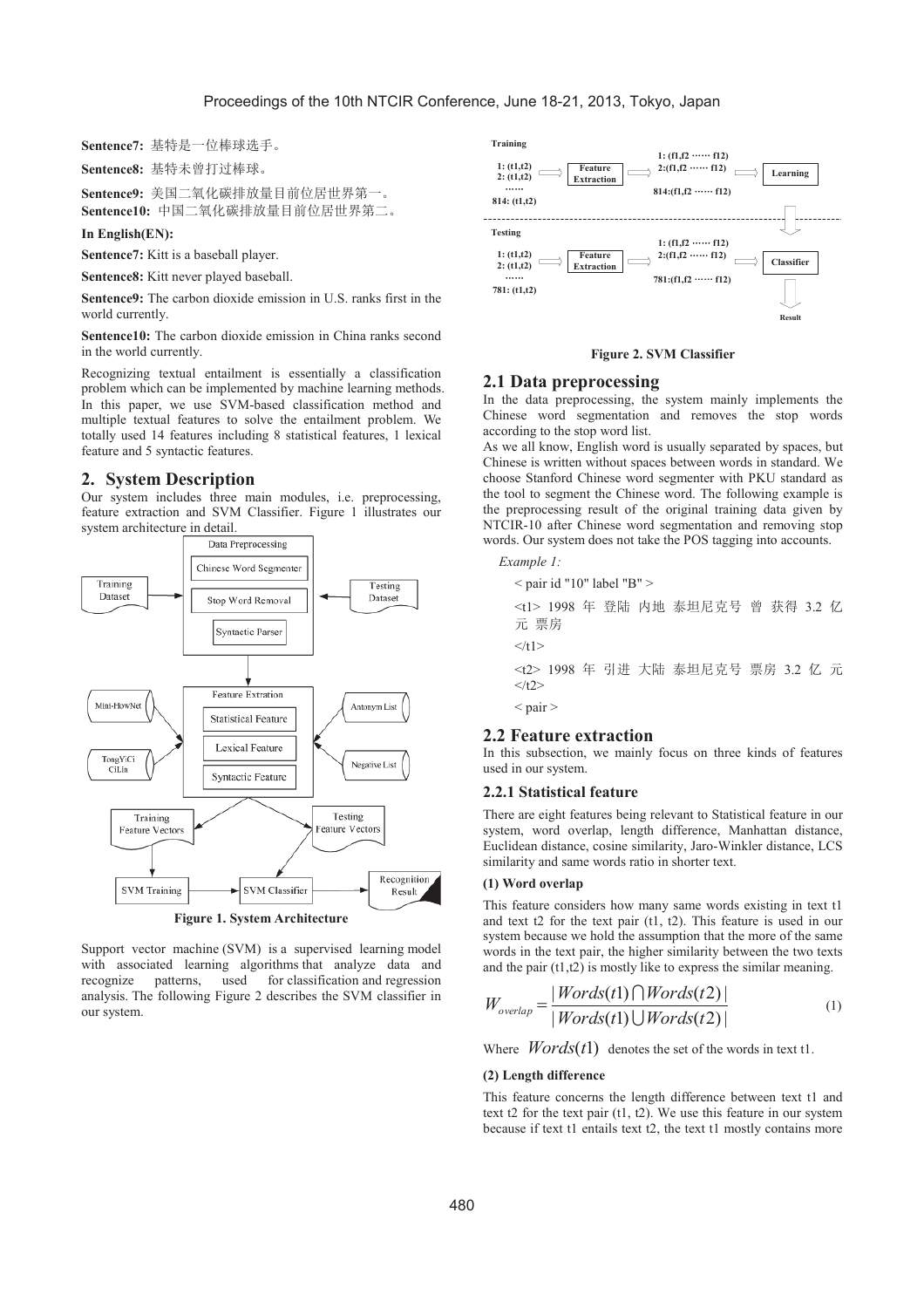**Sentence7:** 基特是一位棒球选手。

**Sentence8:** 基特未曾打过棒球。

**Sentence9:** 美国二氧化碳排放量目前位居世界第一。

**Sentence10:** 中国二氧化碳排放量目前位居世界第二。

**In English(EN):**

**Sentence7:** Kitt is a baseball player.

**Sentence8:** Kitt never played baseball.

**Sentence9:** The carbon dioxide emission in U.S. ranks first in the world currently.

**Sentence10:** The carbon dioxide emission in China ranks second in the world currently.

Recognizing textual entailment is essentially a classification problem which can be implemented by machine learning methods. In this paper, we use SVM-based classification method and multiple textual features to solve the entailment problem. We totally used 14 features including 8 statistical features, 1 lexical feature and 5 syntactic features.

## 2. System Description

Our system includes three main modules, i.e. preprocessing, feature extraction and SVM Classifier. Figure 1 illustrates our system architecture in detail.

**Figure 1. System Architecture**

Support vector machine (SVM) is a supervised learning model with associated learning algorithms that analyze data and recognize patterns, used for classification and regression analysis. The following Figure 2 describes the SVM classifier in our system.

**Figure 2. SVM Classifier**

### 2.1 Data preprocessing

In the data preprocessing, the system mainly implements the Chinese word segmentation and removes the stop words according to the stop word list.

As we all know, English word is usually separated by spaces, but Chinese is written without spaces between words in standard. We choose Stanford Chinese word segmenter with PKU standard as the tool to segment the Chinese word. The following example is the preprocessing result of the original training data given by NTCIR-10 after Chinese word segmentation and removing stop words. Our system does not take the POS tagging into accounts.

*Example 1:*

< pair id "10" label "B" >

<t1> 1998 年 登陆 内地 泰坦尼克号 曾 获得 3.2 亿 元 票房

</t1>

<t2> 1998 年 引进 大陆 泰坦尼克号 票房 3.2 亿 元 </t2>

< pair >

### 2.2 Feature extraction

In this subsection, we mainly focus on three kinds of features used in our system.

#### 2.2.1 Statistical feature

There are eight features being relevant to Statistical feature in our system, word overlap, length difference, Manhattan distance, Euclidean distance, cosine similarity, Jaro-Winkler distance, LCS similarity and same words ratio in shorter text.

**(1) Word overlap**

This feature considers how many same words existing in text t1 and text t2 for the text pair (t1, t2). This feature is used in our system because we hold the assumption that the more of the same words in the text pair, the higher similarity between the two texts and the pair (t1,t2) is mostly like to express the similar meaning.

$$W_{overlap} = \frac{|Words(t1) \cap Words(t2)|}{|Words(t1) \cup Words(t2)|} \quad (1)$$

Where $Words(t1)$ denotes the set of the words in text t1.

**(2) Length difference**

This feature concerns the length difference between text t1 and text t2 for the text pair (t1, t2). We use this feature in our system because if text t1 entails text t2, the text t1 mostly contains more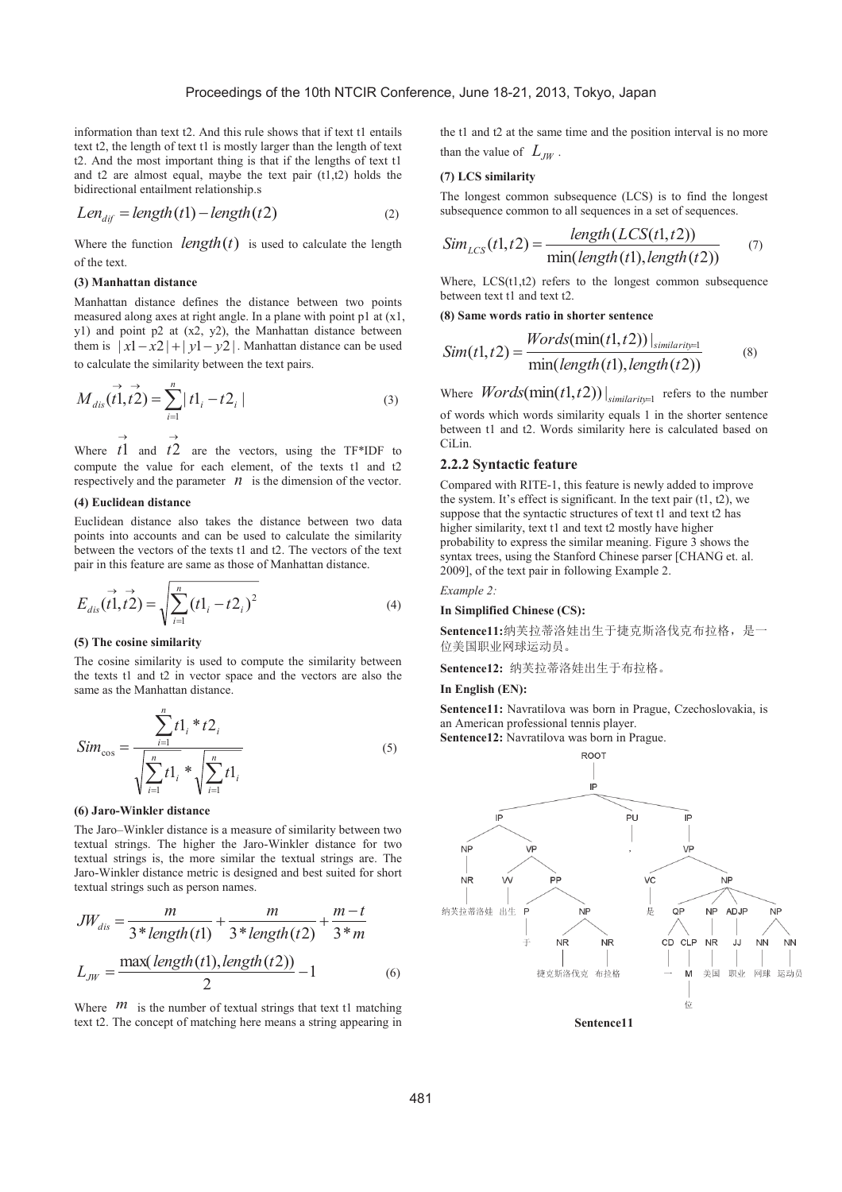information than text t2. And this rule shows that if text t1 entails text t2, the length of text t1 is mostly larger than the length of text t2. And the most important thing is that if the lengths of text t1 and t2 are almost equal, maybe the text pair (t1,t2) holds the bidirectional entailment relationship.s

$$Len_{dif} = length(t1) - length(t2) \tag{2}$$

Where the function $length(t)$ is used to calculate the length of the text.

**(3) Manhattan distance**

Manhattan distance defines the distance between two points measured along axes at right angle. In a plane with point p1 at (x1, y1) and point p2 at (x2, y2), the Manhattan distance between them is $|x1-x2|+|y1-y2|$. Manhattan distance can be used to calculate the similarity between the text pairs.

$$M_{dis}(\vec{t1}, \vec{t2}) = \sum_{i=1}^{n} |t1_i - t2_i| \tag{3}$$

Where $\vec{t1}$ and $\vec{t2}$ are the vectors, using the TF*IDF to compute the value for each element, of the texts t1 and t2 respectively and the parameter $n$ is the dimension of the vector.

**(4) Euclidean distance**

Euclidean distance also takes the distance between two data points into accounts and can be used to calculate the similarity between the vectors of the texts t1 and t2. The vectors of the text pair in this feature are same as those of Manhattan distance.

$$E_{dis}(\vec{t1}, \vec{t2}) = \sqrt{\sum_{i=1}^{n} (t1_i - t2_i)^2} \tag{4}$$

**(5) The cosine similarity**

The cosine similarity is used to compute the similarity between the texts t1 and t2 in vector space and the vectors are also the same as the Manhattan distance.

$$Sim_{\cos} = \frac{\sum_{i=1}^{n} t1_i * t2_i}{\sqrt{\sum_{i=1}^{n} t1_i} * \sqrt{\sum_{i=1}^{n} t1_i}} \tag{5}$$

**(6) Jaro-Winkler distance**

The Jaro–Winkler distance is a measure of similarity between two textual strings. The higher the Jaro-Winkler distance for two textual strings is, the more similar the textual strings are. The Jaro-Winkler distance metric is designed and best suited for short textual strings such as person names.

$$JW_{dis} = \frac{m}{3*length(t1)} + \frac{m}{3*length(t2)} + \frac{m-t}{3*m}$$

$$L_{JW} = \frac{\max(length(t1), length(t2))}{2} - 1 \tag{6}$$

Where $m$ is the number of textual strings that text t1 matching text t2. The concept of matching here means a string appearing in the t1 and t2 at the same time and the position interval is no more than the value of $L_{JW}$.

**(7) LCS similarity**

The longest common subsequence (LCS) is to find the longest subsequence common to all sequences in a set of sequences.

$$Sim_{LCS}(t1, t2) = \frac{length(LCS(t1, t2))}{\min(length(t1), length(t2))} \tag{7}$$

Where, LCS(t1,t2) refers to the longest common subsequence between text t1 and text t2.

**(8) Same words ratio in shorter sentence**

$$Sim(t1, t2) = \frac{Words(\min(t1, t2))|_{similarity=1}}{\min(length(t1), length(t2))} \tag{8}$$

Where $Words(\min(t1, t2))|_{similarity=1}$ refers to the number of words which words similarity equals 1 in the shorter sentence between t1 and t2. Words similarity here is calculated based on CiLin.

### 2.2.2 Syntactic feature

Compared with RITE-1, this feature is newly added to improve the system. It's effect is significant. In the text pair (t1, t2), we suppose that the syntactic structures of text t1 and text t2 has higher similarity, text t1 and text t2 mostly have higher probability to express the similar meaning. Figure 3 shows the syntax trees, using the Stanford Chinese parser [CHANG et. al. 2009], of the text pair in following Example 2.

*Example 2:*

**In Simplified Chinese (CS):**

**Sentence11:**纳芙拉蒂洛娃出生于捷克斯洛伐克布拉格，是一位美国职业网球运动员。

**Sentence12:** 纳芙拉蒂洛娃出生于布拉格。

**In English (EN):**

**Sentence11:** Navratilova was born in Prague, Czechoslovakia, is an American professional tennis player.

**Sentence12:** Navratilova was born in Prague.

```
ROOT
└─ IP
   ├─ IP
   │  ├─ NP ─ NR ─ 纳芙拉蒂洛娃
   │  └─ VP
   │     ├─ VV ─ 出生
   │     └─ PP
   │        ├─ P ─ 于
   │        └─ NP
   │           ├─ NR ─ 捷克斯洛伐克
   │           └─ NR ─ 布拉格
   ├─ PU ─ ，
   └─ IP
      └─ VP
         ├─ VC ─ 是
         └─ NP
            ├─ QP
            │  ├─ CD ─ 一
            │  └─ CLP ─ M ─ 位
            ├─ NP ─ NR ─ 美国
            ├─ ADJP ─ JJ ─ 职业
            └─ NP
               ├─ NN ─ 网球
               └─ NN ─ 运动员
```

**Sentence11**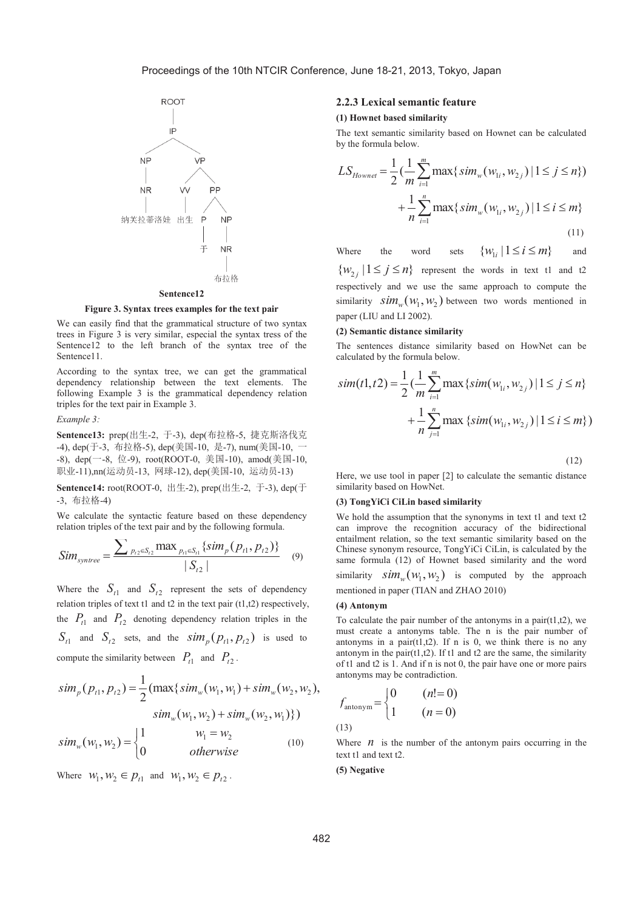Sentence12

**Figure 3. Syntax trees examples for the text pair**

We can easily find that the grammatical structure of two syntax trees in Figure 3 is very similar, especial the syntax tress of the Sentence12 to the left branch of the syntax tree of the Sentence11.

According to the syntax tree, we can get the grammatical dependency relationship between the text elements. The following Example 3 is the grammatical dependency relation triples for the text pair in Example 3.

*Example 3:*

**Sentence13:** prep(出生-2, 于-3), dep(布拉格-5, 捷克斯洛伐克-4), dep(于-3, 布拉格-5), dep(美国-10, 是-7), num(美国-10, 一-8), dep(一-8, 位-9), root(ROOT-0, 美国-10), amod(美国-10, 职业-11),nn(运动员-13, 网球-12), dep(美国-10, 运动员-13)

**Sentence14:** root(ROOT-0, 出生-2), prep(出生-2, 于-3), dep(于-3, 布拉格-4)

We calculate the syntactic feature based on these dependency relation triples of the text pair and by the following formula.

$$Sim_{syntree} = \frac{\sum_{p_{t2} \in S_{t2}} \max_{p_{t1} \in S_{t1}} \{sim_p(p_{t1}, p_{t2})\}}{|S_{t2}|} \quad (9)$$

Where the $S_{t1}$ and $S_{t2}$ represent the sets of dependency relation triples of text t1 and t2 in the text pair (t1,t2) respectively, the $P_{t1}$ and $P_{t2}$ denoting dependency relation triples in the $S_{t1}$ and $S_{t2}$ sets, and the $sim_p(p_{t1}, p_{t2})$ is used to compute the similarity between $P_{t1}$ and $P_{t2}$.

$$sim_p(p_{t1}, p_{t2}) = \frac{1}{2}(\max\{sim_w(w_1, w_1) + sim_w(w_2, w_2), sim_w(w_1, w_2) + sim_w(w_2, w_1)\})$$

$$sim_w(w_1, w_2) = \begin{cases} 1 & w_1 = w_2 \\ 0 & otherwise \end{cases} \quad (10)$$

Where $w_1, w_2 \in p_{t1}$ and $w_1, w_2 \in p_{t2}$.

### 2.2.3 Lexical semantic feature

**(1) Hownet based similarity**

The text semantic similarity based on Hownet can be calculated by the formula below.

$$LS_{Hownet} = \frac{1}{2}(\frac{1}{m}\sum_{i=1}^{m}\max\{sim_w(w_{1i}, w_{2j}) \mid 1 \le j \le n\}) + \frac{1}{n}\sum_{i=1}^{n}\max\{sim_w(w_{1i}, w_{2j}) \mid 1 \le i \le m\} \quad (11)$$

Where the word sets $\{w_{1i} \mid 1 \le i \le m\}$ and $\{w_{2j} \mid 1 \le j \le n\}$ represent the words in text t1 and t2 respectively and we use the same approach to compute the similarity $sim_w(w_1, w_2)$ between two words mentioned in paper (LIU and LI 2002).

**(2) Semantic distance similarity**

The sentences distance similarity based on HowNet can be calculated by the formula below.

$$sim(t1, t2) = \frac{1}{2}(\frac{1}{m}\sum_{i=1}^{m}\max\{sim(w_{1i}, w_{2j}) \mid 1 \le j \le n\} + \frac{1}{n}\sum_{j=1}^{n}\max\{sim(w_{1i}, w_{2j}) \mid 1 \le i \le m\}) \quad (12)$$

Here, we use tool in paper [2] to calculate the semantic distance similarity based on HowNet.

**(3) TongYiCi CiLin based similarity**

We hold the assumption that the synonyms in text t1 and text t2 can improve the recognition accuracy of the bidirectional entailment relation, so the text semantic similarity based on the Chinese synonym resource, TongYiCi CiLin, is calculated by the same formula (12) of Hownet based similarity and the word similarity $sim_w(w_1, w_2)$ is computed by the approach mentioned in paper (TIAN and ZHAO 2010)

**(4) Antonym**

To calculate the pair number of the antonyms in a pair(t1,t2), we must create a antonyms table. The n is the pair number of antonyms in a pair(t1,t2). If n is 0, we think there is no any antonym in the pair(t1,t2). If t1 and t2 are the same, the similarity of t1 and t2 is 1. And if n is not 0, the pair have one or more pairs antonyms may be contradiction.

$$f_{\text{antonym}} = \begin{cases} 0 & (n != 0) \\ 1 & (n = 0) \end{cases} \quad (13)$$

Where $n$ is the number of the antonym pairs occurring in the text t1 and text t2.

**(5) Negative**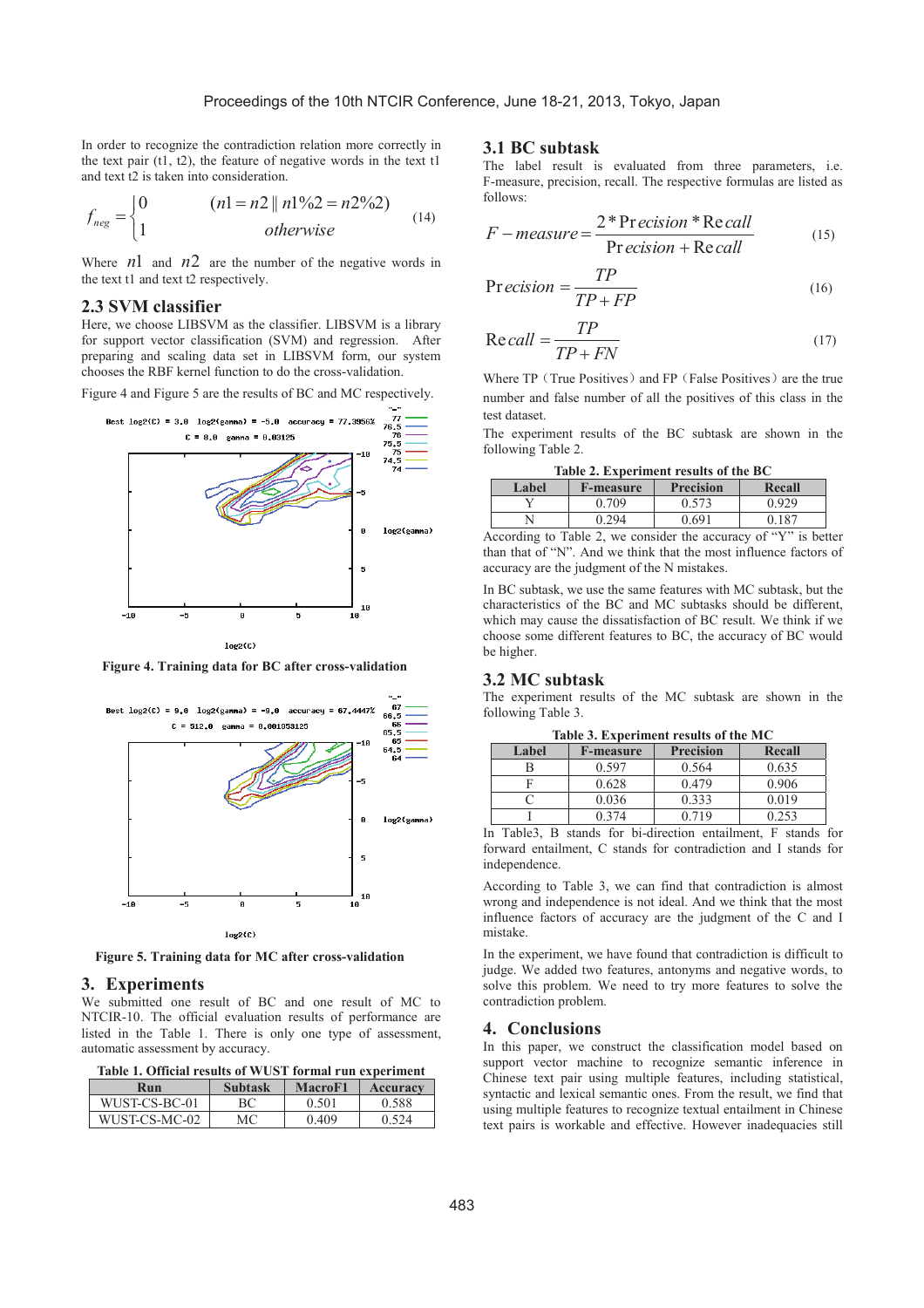In order to recognize the contradiction relation more correctly in the text pair (t1, t2), the feature of negative words in the text t1 and text t2 is taken into consideration.

$$f_{neg} = \begin{cases} 0 & (n1 = n2 \,\|\, n1\%2 = n2\%2) \\ 1 & otherwise \end{cases} \tag{14}$$

Where $n1$ and $n2$ are the number of the negative words in the text t1 and text t2 respectively.

## 2.3 SVM classifier

Here, we choose LIBSVM as the classifier. LIBSVM is a library for support vector classification (SVM) and regression. After preparing and scaling data set in LIBSVM form, our system chooses the RBF kernel function to do the cross-validation.

Figure 4 and Figure 5 are the results of BC and MC respectively.

**Figure 4. Training data for BC after cross-validation**

**Figure 5. Training data for MC after cross-validation**

# 3. Experiments

We submitted one result of BC and one result of MC to NTCIR-10. The official evaluation results of performance are listed in the Table 1. There is only one type of assessment, automatic assessment by accuracy.

**Table 1. Official results of WUST formal run experiment**

| Run | Subtask | MacroF1 | Accuracy |
|---|---|---|---|
| WUST-CS-BC-01 | BC | 0.501 | 0.588 |
| WUST-CS-MC-02 | MC | 0.409 | 0.524 |

## 3.1 BC subtask

The label result is evaluated from three parameters, i.e. F-measure, precision, recall. The respective formulas are listed as follows:

$$F-measure = \frac{2 * Precision * Recall}{Precision + Recall} \tag{15}$$

$$Precision = \frac{TP}{TP + FP} \tag{16}$$

$$Recall = \frac{TP}{TP + FN} \tag{17}$$

Where TP（True Positives）and FP（False Positives）are the true number and false number of all the positives of this class in the test dataset.

The experiment results of the BC subtask are shown in the following Table 2.

**Table 2. Experiment results of the BC**

| Label | F-measure | Precision | Recall |
|---|---|---|---|
| Y | 0.709 | 0.573 | 0.929 |
| N | 0.294 | 0.691 | 0.187 |

According to Table 2, we consider the accuracy of "Y" is better than that of "N". And we think that the most influence factors of accuracy are the judgment of the N mistakes.

In BC subtask, we use the same features with MC subtask, but the characteristics of the BC and MC subtasks should be different, which may cause the dissatisfaction of BC result. We think if we choose some different features to BC, the accuracy of BC would be higher.

## 3.2 MC subtask

The experiment results of the MC subtask are shown in the following Table 3.

**Table 3. Experiment results of the MC**

| Label | F-measure | Precision | Recall |
|---|---|---|---|
| B | 0.597 | 0.564 | 0.635 |
| F | 0.628 | 0.479 | 0.906 |
| C | 0.036 | 0.333 | 0.019 |
| I | 0.374 | 0.719 | 0.253 |

In Table3, B stands for bi-direction entailment, F stands for forward entailment, C stands for contradiction and I stands for independence.

According to Table 3, we can find that contradiction is almost wrong and independence is not ideal. And we think that the most influence factors of accuracy are the judgment of the C and I mistake.

In the experiment, we have found that contradiction is difficult to judge. We added two features, antonyms and negative words, to solve this problem. We need to try more features to solve the contradiction problem.

# 4. Conclusions

In this paper, we construct the classification model based on support vector machine to recognize semantic inference in Chinese text pair using multiple features, including statistical, syntactic and lexical semantic ones. From the result, we find that using multiple features to recognize textual entailment in Chinese text pairs is workable and effective. However inadequacies still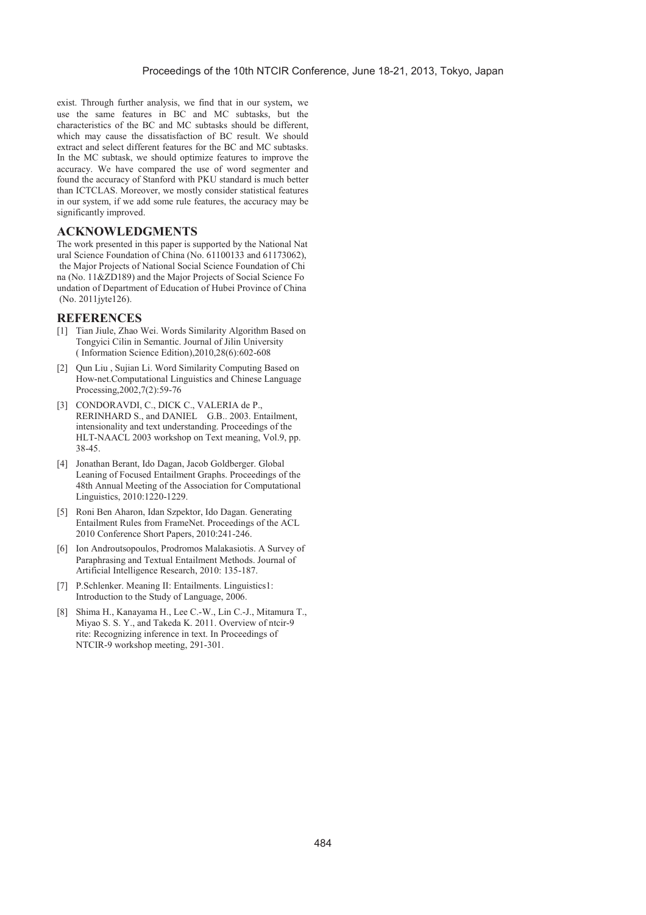exist. Through further analysis, we find that in our system, we use the same features in BC and MC subtasks, but the characteristics of the BC and MC subtasks should be different, which may cause the dissatisfaction of BC result. We should extract and select different features for the BC and MC subtasks. In the MC subtask, we should optimize features to improve the accuracy. We have compared the use of word segmenter and found the accuracy of Stanford with PKU standard is much better than ICTCLAS. Moreover, we mostly consider statistical features in our system, if we add some rule features, the accuracy may be significantly improved.

## ACKNOWLEDGMENTS

The work presented in this paper is supported by the National Natural Science Foundation of China (No. 61100133 and 61173062), the Major Projects of National Social Science Foundation of China (No. 11&ZD189) and the Major Projects of Social Science Foundation of Department of Education of Hubei Province of China (No. 2011jyte126).

## REFERENCES

[1] Tian Jiule, Zhao Wei. Words Similarity Algorithm Based on Tongyici Cilin in Semantic. Journal of Jilin University ( Information Science Edition),2010,28(6):602-608

[2] Qun Liu , Sujian Li. Word Similarity Computing Based on How-net.Computational Linguistics and Chinese Language Processing,2002,7(2):59-76

[3] CONDORAVDI, C., DICK C., VALERIA de P., RERINHARD S., and DANIEL G.B.. 2003. Entailment, intensionality and text understanding. Proceedings of the HLT-NAACL 2003 workshop on Text meaning, Vol.9, pp. 38-45.

[4] Jonathan Berant, Ido Dagan, Jacob Goldberger. Global Leaning of Focused Entailment Graphs. Proceedings of the 48th Annual Meeting of the Association for Computational Linguistics, 2010:1220-1229.

[5] Roni Ben Aharon, Idan Szpektor, Ido Dagan. Generating Entailment Rules from FrameNet. Proceedings of the ACL 2010 Conference Short Papers, 2010:241-246.

[6] Ion Androutsopoulos, Prodromos Malakasiotis. A Survey of Paraphrasing and Textual Entailment Methods. Journal of Artificial Intelligence Research, 2010: 135-187.

[7] P.Schlenker. Meaning II: Entailments. Linguistics1: Introduction to the Study of Language, 2006.

[8] Shima H., Kanayama H., Lee C.-W., Lin C.-J., Mitamura T., Miyao S. S. Y., and Takeda K. 2011. Overview of ntcir-9 rite: Recognizing inference in text. In Proceedings of NTCIR-9 workshop meeting, 291-301.